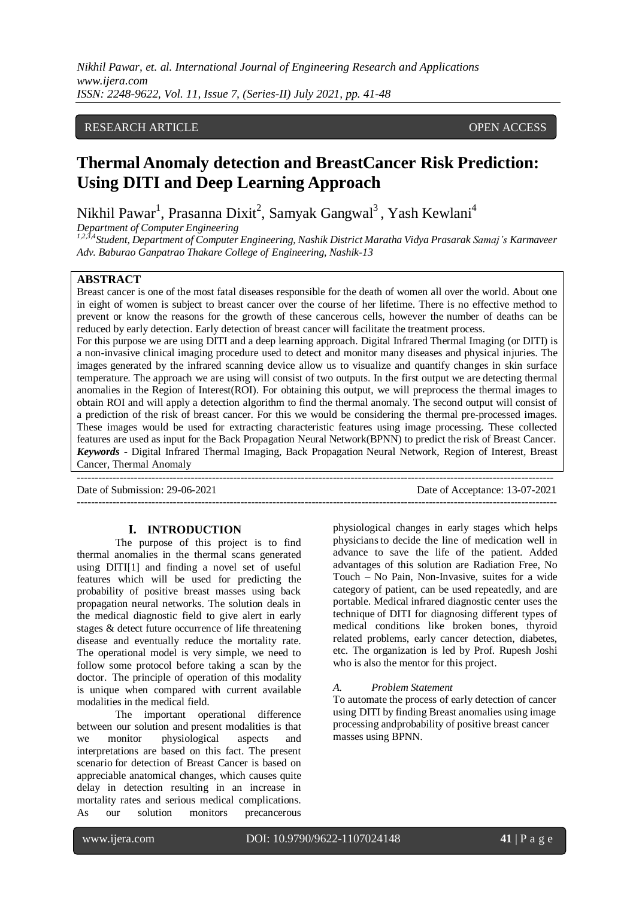RESEARCH ARTICLE OPEN ACCESS

# Thermal Anomaly detection and BreastCancer Risk Prediction: Using DITI and Deep Learning Approach

Nikhil Pawar[1], Prasanna Dixit[2], Samyak Gangwal[3], Yash Kewlani[4]

*Department of Computer Engineering*

*[1,2,3,4]Student, Department of Computer Engineering, Nashik District Maratha Vidya Prasarak Samaj's Karmaveer Adv. Baburao Ganpatrao Thakare College of Engineering, Nashik-13*

## ABSTRACT

Breast cancer is one of the most fatal diseases responsible for the death of women all over the world. About one in eight of women is subject to breast cancer over the course of her lifetime. There is no effective method to prevent or know the reasons for the growth of these cancerous cells, however the number of deaths can be reduced by early detection. Early detection of breast cancer will facilitate the treatment process.

For this purpose we are using DITI and a deep learning approach. Digital Infrared Thermal Imaging (or DITI) is a non-invasive clinical imaging procedure used to detect and monitor many diseases and physical injuries. The images generated by the infrared scanning device allow us to visualize and quantify changes in skin surface temperature. The approach we are using will consist of two outputs. In the first output we are detecting thermal anomalies in the Region of Interest(ROI). For obtaining this output, we will preprocess the thermal images to obtain ROI and will apply a detection algorithm to find the thermal anomaly. The second output will consist of a prediction of the risk of breast cancer. For this we would be considering the thermal pre-processed images. These images would be used for extracting characteristic features using image processing. These collected features are used as input for the Back Propagation Neural Network(BPNN) to predict the risk of Breast Cancer.

***Keywords*** - Digital Infrared Thermal Imaging, Back Propagation Neural Network, Region of Interest, Breast Cancer, Thermal Anomaly

Date of Submission: 29-06-2021 Date of Acceptance: 13-07-2021

## I. INTRODUCTION

The purpose of this project is to find thermal anomalies in the thermal scans generated using DITI[1] and finding a novel set of useful features which will be used for predicting the probability of positive breast masses using back propagation neural networks. The solution deals in the medical diagnostic field to give alert in early stages & detect future occurrence of life threatening disease and eventually reduce the mortality rate. The operational model is very simple, we need to follow some protocol before taking a scan by the doctor. The principle of operation of this modality is unique when compared with current available modalities in the medical field.

The important operational difference between our solution and present modalities is that we monitor physiological aspects and interpretations are based on this fact. The present scenario for detection of Breast Cancer is based on appreciable anatomical changes, which causes quite delay in detection resulting in an increase in mortality rates and serious medical complications. As our solution monitors precancerous physiological changes in early stages which helps physicians to decide the line of medication well in advance to save the life of the patient. Added advantages of this solution are Radiation Free, No Touch – No Pain, Non-Invasive, suites for a wide category of patient, can be used repeatedly, and are portable. Medical infrared diagnostic center uses the technique of DITI for diagnosing different types of medical conditions like broken bones, thyroid related problems, early cancer detection, diabetes, etc. The organization is led by Prof. Rupesh Joshi who is also the mentor for this project.

### *A. Problem Statement*

To automate the process of early detection of cancer using DITI by finding Breast anomalies using image processing andprobability of positive breast cancer masses using BPNN.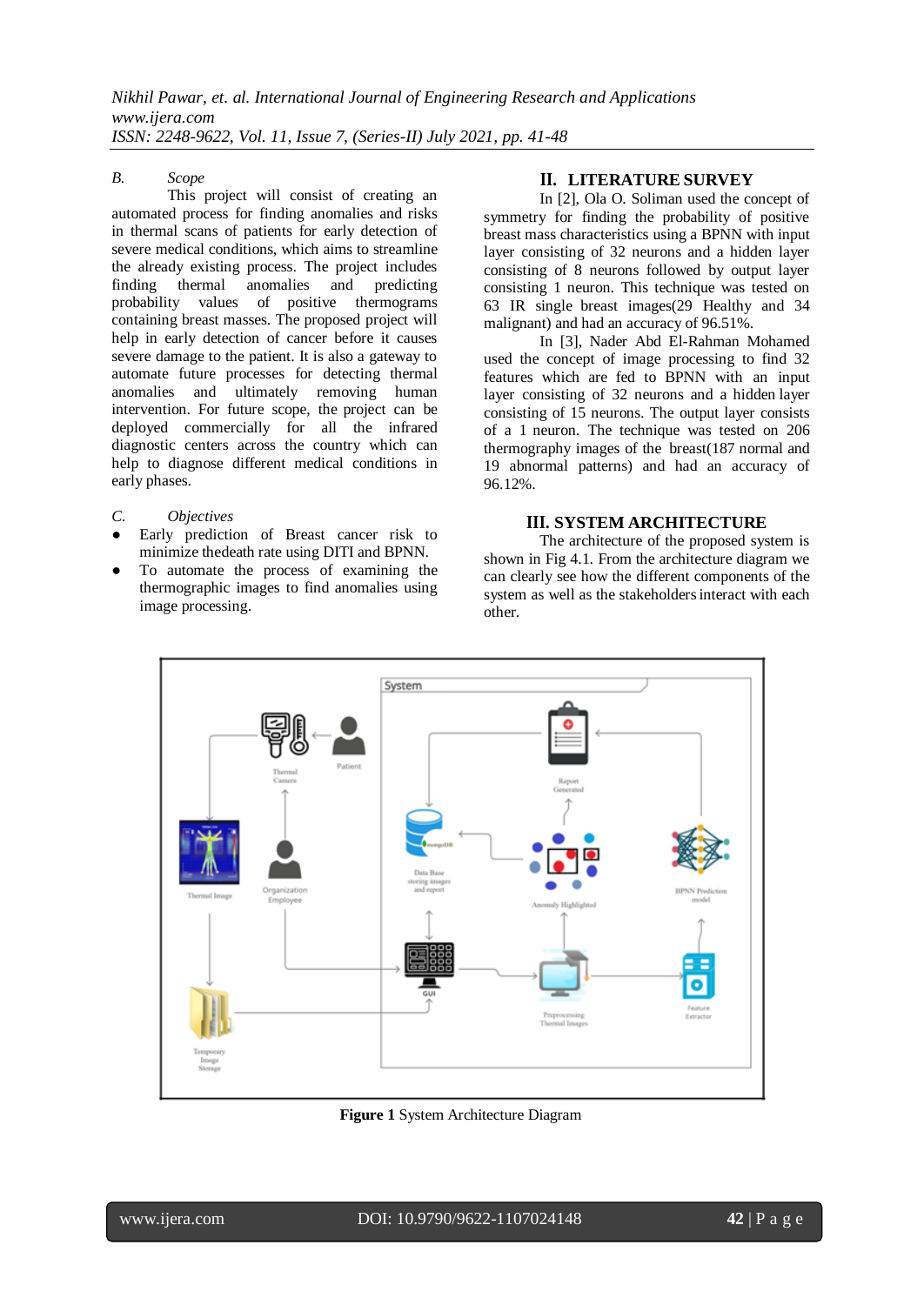*B. Scope*

This project will consist of creating an automated process for finding anomalies and risks in thermal scans of patients for early detection of severe medical conditions, which aims to streamline the already existing process. The project includes finding thermal anomalies and predicting probability values of positive thermograms containing breast masses. The proposed project will help in early detection of cancer before it causes severe damage to the patient. It is also a gateway to automate future processes for detecting thermal anomalies and ultimately human intervention. For future scope, the project can be deployed commercially for all the infrared diagnostic centers across the country which can help to diagnose different medical conditions in early phases.

*C. Objectives*

- Early prediction of Breast cancer risk to minimize thedeath rate using DITI and BPNN.
- To automate the process of examining the thermographic images to find anomalies using image processing.

## II. LITERATURE SURVEY

In [2], Ola O. Soliman used the concept of symmetry for finding the probability of positive breast mass characteristics using a BPNN with input layer consisting of 32 neurons and a hidden layer consisting of 8 neurons followed by output layer consisting 1 neuron. This technique was tested on 63 IR single breast images(29 Healthy and 34 malignant) and had an accuracy of 96.51%.

In [3], Nader Abd El-Rahman Mohamed used the concept of image processing to find 32 features which are fed to BPNN with an input layer consisting of 32 neurons and a hidden layer consisting of 15 neurons. The output layer consists of a 1 neuron. The technique was tested on 206 thermography images of the breast(187 normal and 19 abnormal patterns) and had an accuracy of 96.12%.

## III. SYSTEM ARCHITECTURE

The architecture of the proposed system is shown in Fig 4.1. From the architecture diagram we can clearly see how the different components of the system as well as the stakeholders interact with each other.

**Figure 1** System Architecture Diagram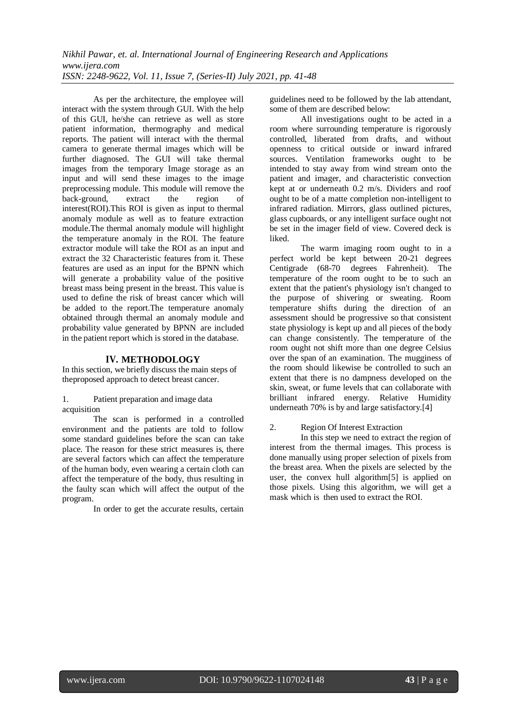As per the architecture, the employee will interact with the system through GUI. With the help of this GUI, he/she can retrieve as well as store patient information, thermography and medical reports. The patient will interact with the thermal camera to generate thermal images which will be further diagnosed. The GUI will take thermal images from the temporary Image storage as an input and will send these images to the image preprocessing module. This module will remove the back-ground, extract the region of interest(ROI).This ROI is given as input to thermal anomaly module as well as to feature extraction module.The thermal anomaly module will highlight the temperature anomaly in the ROI. The feature extractor module will take the ROI as an input and extract the 32 Characteristic features from it. These features are used as an input for the BPNN which will generate a probability value of the positive breast mass being present in the breast. This value is used to define the risk of breast cancer which will be added to the report.The temperature anomaly obtained through thermal an anomaly module and probability value generated by BPNN are included in the patient report which is stored in the database.

## IV. METHODOLOGY

In this section, we briefly discuss the main steps of theproposed approach to detect breast cancer.

1. Patient preparation and image data acquisition

The scan is performed in a controlled environment and the patients are told to follow some standard guidelines before the scan can take place. The reason for these strict measures is, there are several factors which can affect the temperature of the human body, even wearing a certain cloth can affect the temperature of the body, thus resulting in the faulty scan which will affect the output of the program.

In order to get the accurate results, certain guidelines need to be followed by the lab attendant, some of them are described below:

All investigations ought to be acted in a room where surrounding temperature is rigorously controlled, liberated from drafts, and without openness to critical outside or inward infrared sources. Ventilation frameworks ought to be intended to stay away from wind stream onto the patient and imager, and characteristic convection kept at or underneath 0.2 m/s. Dividers and roof ought to be of a matte completion non-intelligent to infrared radiation. Mirrors, glass outlined pictures, glass cupboards, or any intelligent surface ought not be set in the imager field of view. Covered deck is liked.

The warm imaging room ought to in a perfect world be kept between 20-21 degrees Centigrade (68-70 degrees Fahrenheit). The temperature of the room ought to be to such an extent that the patient's physiology isn't changed to the purpose of shivering or sweating. Room temperature shifts during the direction of an assessment should be progressive so that consistent state physiology is kept up and all pieces of the body can change consistently. The temperature of the room ought not shift more than one degree Celsius over the span of an examination. The mugginess of the room should likewise be controlled to such an extent that there is no dampness developed on the skin, sweat, or fume levels that can collaborate with brilliant infrared energy. Relative Humidity underneath 70% is by and large satisfactory.[4]

2. Region Of Interest Extraction

In this step we need to extract the region of interest from the thermal images. This process is done manually using proper selection of pixels from the breast area. When the pixels are selected by the user, the convex hull algorithm[5] is applied on those pixels. Using this algorithm, we will get a mask which is then used to extract the ROI.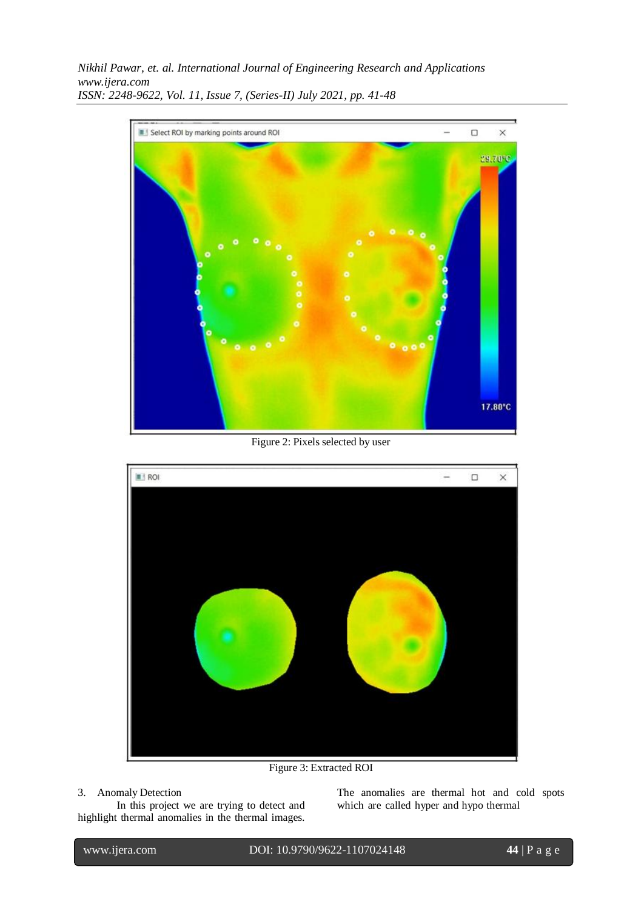Figure 2: Pixels selected by user

Figure 3: Extracted ROI

3. Anomaly Detection

In this project we are trying to detect and highlight thermal anomalies in the thermal images. The anomalies are thermal hot and cold spots which are called hyper and hypo thermal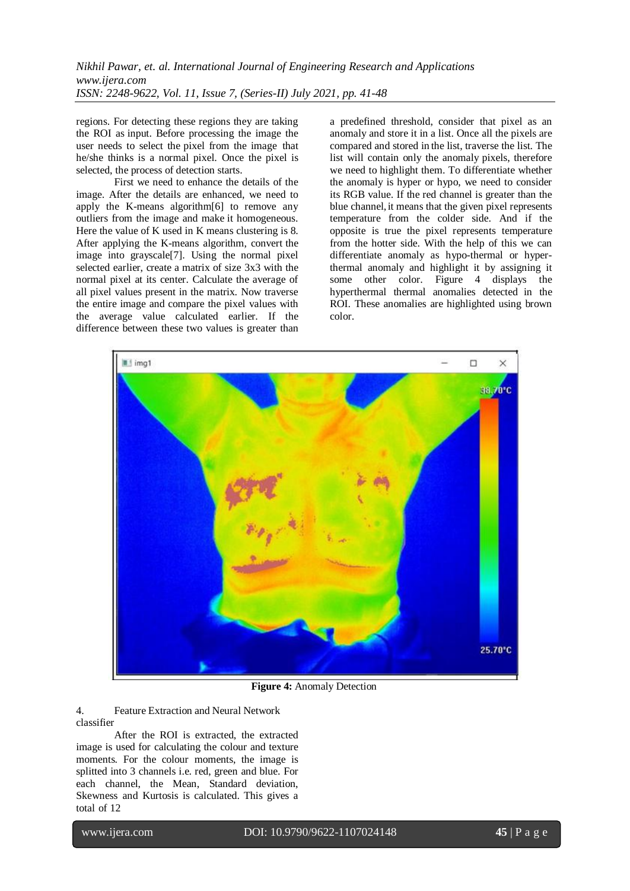regions. For detecting these regions they are taking the ROI as input. Before processing the image the user needs to select the pixel from the image that he/she thinks is a normal pixel. Once the pixel is selected, the process of detection starts.

First we need to enhance the details of the image. After the details are enhanced, we need to apply the K-means algorithm[6] to remove any outliers from the image and make it homogeneous. Here the value of K used in K means clustering is 8. After applying the K-means algorithm, convert the image into grayscale[7]. Using the normal pixel selected earlier, create a matrix of size 3x3 with the normal pixel at its center. Calculate the average of all pixel values present in the matrix. Now traverse the entire image and compare the pixel values with the average value calculated earlier. If the difference between these two values is greater than a predefined threshold, consider that pixel as an anomaly and store it in a list. Once all the pixels are compared and stored in the list, traverse the list. The list will contain only the anomaly pixels, therefore we need to highlight them. To differentiate whether the anomaly is hyper or hypo, we need to consider its RGB value. If the red channel is greater than the blue channel, it means that the given pixel represents temperature from the colder side. And if the opposite is true the pixel represents temperature from the hotter side. With the help of this we can differentiate anomaly as hypo-thermal or hyper-thermal anomaly and highlight it by assigning it some other color. Figure 4 displays the hyperthermal thermal anomalies detected in the ROI. These anomalies are highlighted using brown color.

**Figure 4:** Anomaly Detection

4. Feature Extraction and Neural Network classifier

After the ROI is extracted, the extracted image is used for calculating the colour and texture moments. For the colour moments, the image is splitted into 3 channels i.e. red, green and blue. For each channel, the Mean, Standard deviation, Skewness and Kurtosis is calculated. This gives a total of 12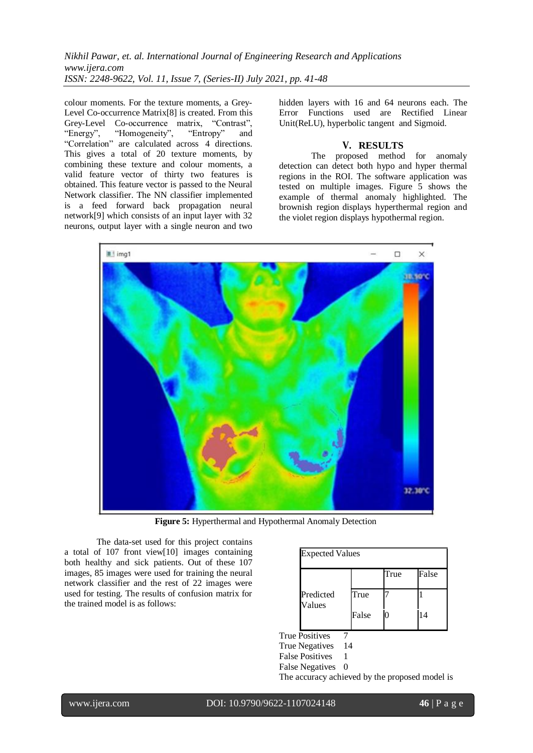colour moments. For the texture moments, a Grey-Level Co-occurrence Matrix[8] is created. From this Grey-Level Co-occurrence matrix, "Contrast", "Energy", "Homogeneity", "Entropy" and "Correlation" are calculated across 4 directions. This gives a total of 20 texture moments, by combining these texture and colour moments, a valid feature vector of thirty two features is obtained. This feature vector is passed to the Neural Network classifier. The NN classifier implemented is a feed forward back propagation neural network[9] which consists of an input layer with 32 neurons, output layer with a single neuron and two hidden layers with 16 and 64 neurons each. The Error Functions used are Rectified Linear Unit(ReLU), hyperbolic tangent and Sigmoid.

## V. RESULTS

The proposed method for anomaly detection can detect both hypo and hyper thermal regions in the ROI. The software application was tested on multiple images. Figure 5 shows the example of thermal anomaly highlighted. The brownish region displays hyperthermal region and the violet region displays hypothermal region.

**Figure 5:** Hyperthermal and Hypothermal Anomaly Detection

The data-set used for this project contains a total of 107 front view[10] images containing both healthy and sick patients. Out of these 107 images, 85 images were used for training the neural network classifier and the rest of 22 images were used for testing. The results of confusion matrix for the trained model is as follows:

| Expected Values | | | |
|---|---|---|---|
| | | True | False |
| Predicted Values | True | 7 | 1 |
| | False | 0 | 14 |

True Positives 7
True Negatives 14
False Positives 1
False Negatives 0

The accuracy achieved by the proposed model is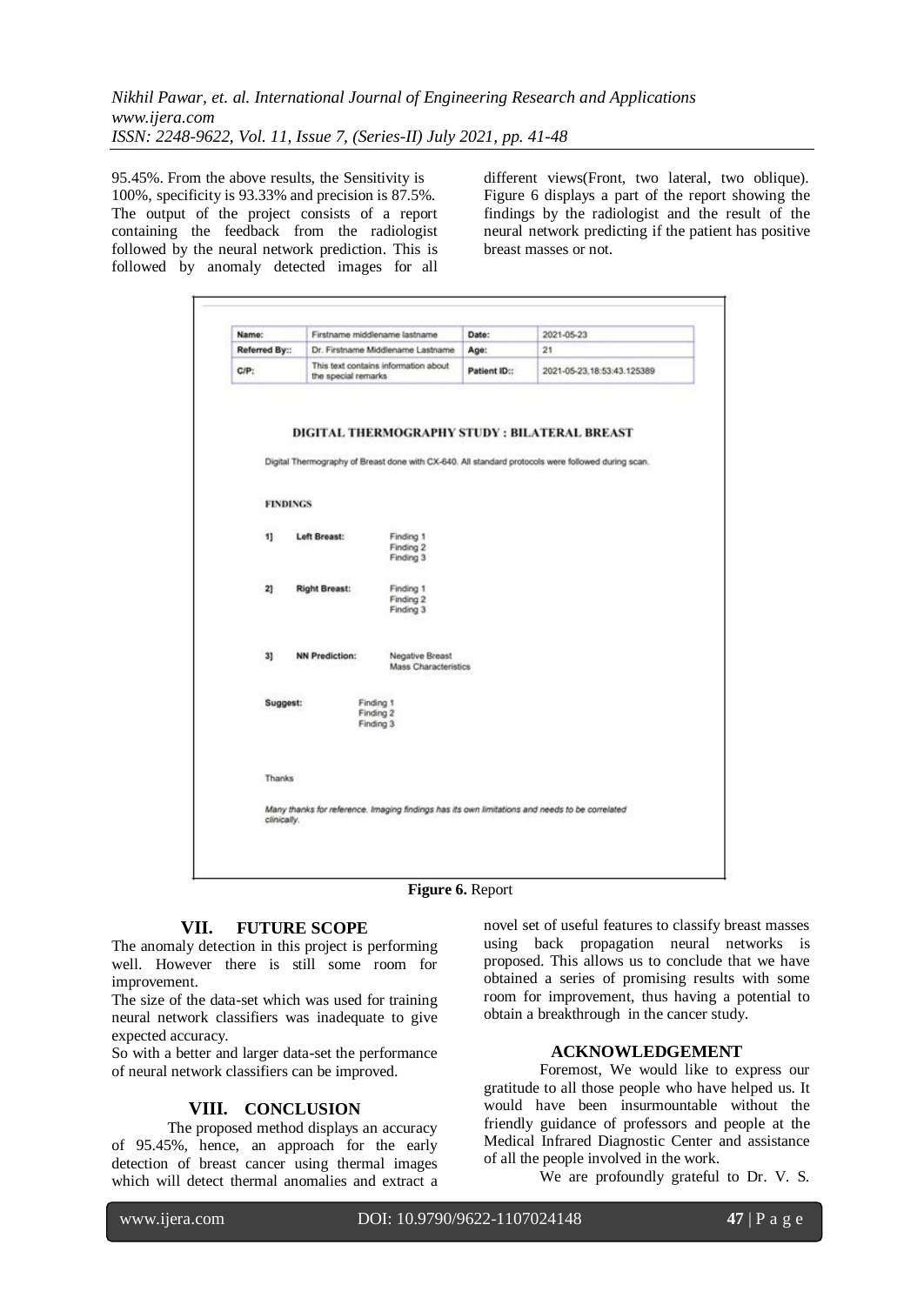95.45%. From the above results, the Sensitivity is 100%, specificity is 93.33% and precision is 87.5%. The output of the project consists of a report containing the feedback from the radiologist followed by the neural network prediction. This is followed by anomaly detected images for all different views(Front, two lateral, two oblique). Figure 6 displays a part of the report showing the findings by the radiologist and the result of the neural network predicting if the patient has positive breast masses or not.

| Name: | Firstname middlename lastname | Date: | 2021-05-23 |
|---|---|---|---|
| Referred By:: | Dr. Firstname Middlename Lastname | Age: | 21 |
| C/P: | This text contains information about the special remarks | Patient ID:: | 2021-05-23,18:53:43.125389 |

**DIGITAL THERMOGRAPHY STUDY : BILATERAL BREAST**

Digital Thermography of Breast done with CX-640. All standard protocols were followed during scan.

**FINDINGS**

1] **Left Breast:** Finding 1
Finding 2
Finding 3

2] **Right Breast:** Finding 1
Finding 2
Finding 3

3] **NN Prediction:** Negative Breast
Mass Characteristics

**Suggest:** Finding 1
Finding 2
Finding 3

Thanks

*Many thanks for reference. Imaging findings has its own limitations and needs to be correlated clinically.*

**Figure 6.** Report

## VII. FUTURE SCOPE

The anomaly detection in this project is performing well. However there is still some room for improvement.

The size of the data-set which was used for training neural network classifiers was inadequate to give expected accuracy.

So with a better and larger data-set the performance of neural network classifiers can be improved.

## VIII. CONCLUSION

The proposed method displays an accuracy of 95.45%, hence, an approach for the early detection of breast cancer using thermal images which will detect thermal anomalies and extract a novel set of useful features to classify breast masses using back propagation neural networks is proposed. This allows us to conclude that we have obtained a series of promising results with some room for improvement, thus having a potential to obtain a breakthrough in the cancer study.

## ACKNOWLEDGEMENT

Foremost, We would like to express our gratitude to all those people who have helped us. It would have been insurmountable without the friendly guidance of professors and people at the Medical Infrared Diagnostic Center and assistance of all the people involved in the work.

We are profoundly grateful to Dr. V. S.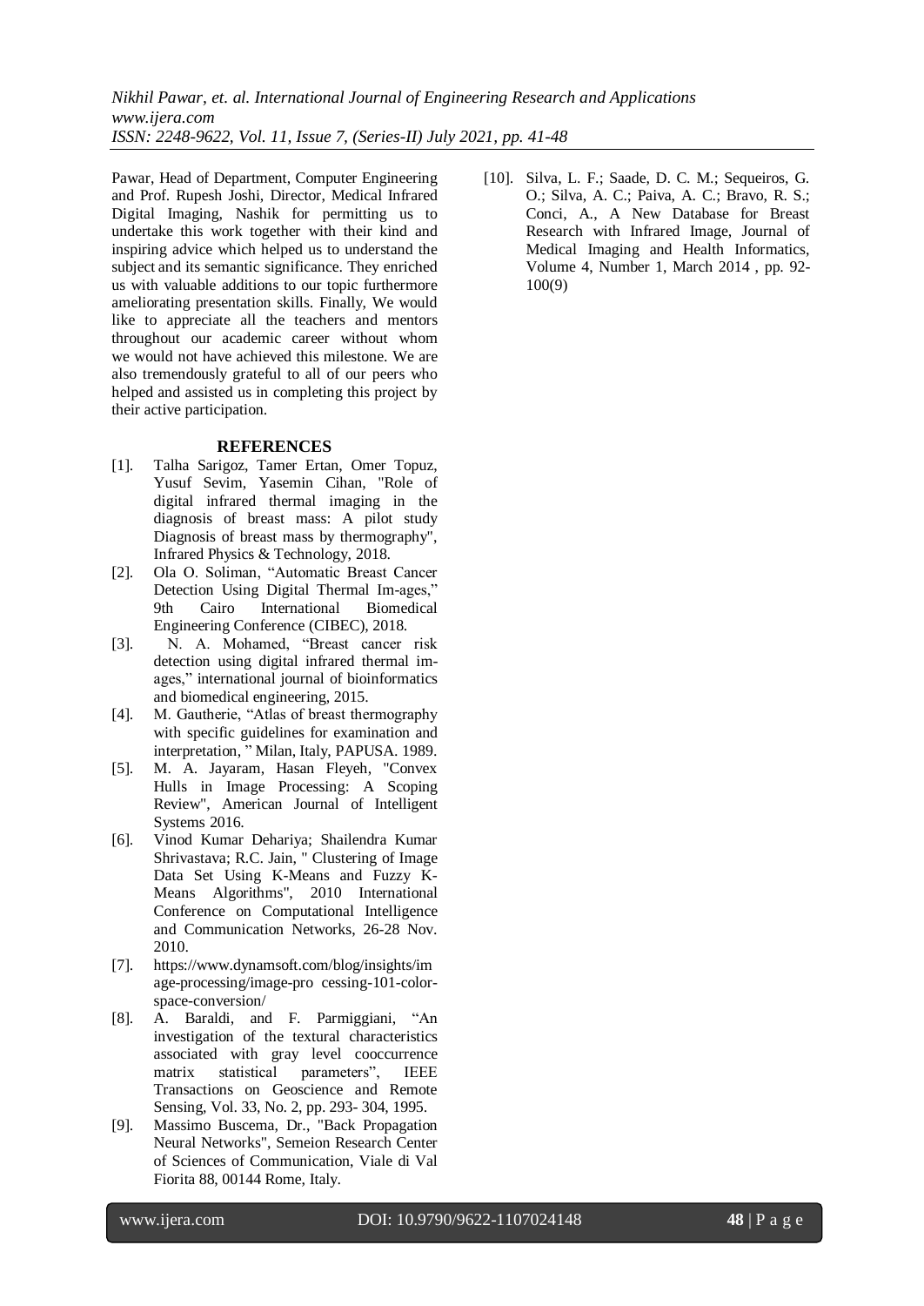Pawar, Head of Department, Computer Engineering and Prof. Rupesh Joshi, Director, Medical Infrared Digital Imaging, Nashik for permitting us to undertake this work together with their kind and inspiring advice which helped us to understand the subject and its semantic significance. They enriched us with valuable additions to our topic furthermore ameliorating presentation skills. Finally, We would like to appreciate all the teachers and mentors throughout our academic career without whom we would not have achieved this milestone. We are also tremendously grateful to all of our peers who helped and assisted us in completing this project by their active participation.

## REFERENCES

[1]. Talha Sarigoz, Tamer Ertan, Omer Topuz, Yusuf Sevim, Yasemin Cihan, "Role of digital infrared thermal imaging in the diagnosis of breast mass: A pilot study Diagnosis of breast mass by thermography", Infrared Physics & Technology, 2018.

[2]. Ola O. Soliman, "Automatic Breast Cancer Detection Using Digital Thermal Im-ages," 9th Cairo International Biomedical Engineering Conference (CIBEC), 2018.

[3]. N. A. Mohamed, "Breast cancer risk detection using digital infrared thermal im-ages," international journal of bioinformatics and biomedical engineering, 2015.

[4]. M. Gautherie, "Atlas of breast thermography with specific guidelines for examination and interpretation, " Milan, Italy, PAPUSA. 1989.

[5]. M. A. Jayaram, Hasan Fleyeh, "Convex Hulls in Image Processing: A Scoping Review", American Journal of Intelligent Systems 2016.

[6]. Vinod Kumar Dehariya; Shailendra Kumar Shrivastava; R.C. Jain, " Clustering of Image Data Set Using K-Means and Fuzzy K-Means Algorithms", 2010 International Conference on Computational Intelligence and Communication Networks, 26-28 Nov. 2010.

[7]. https://www.dynamsoft.com/blog/insights/image-processing/image-pro cessing-101-color-space-conversion/

[8]. A. Baraldi, and F. Parmiggiani, "An investigation of the textural characteristics associated with gray level cooccurrence matrix statistical parameters", IEEE Transactions on Geoscience and Remote Sensing, Vol. 33, No. 2, pp. 293- 304, 1995.

[9]. Massimo Buscema, Dr., "Back Propagation Neural Networks", Semeion Research Center of Sciences of Communication, Viale di Val Fiorita 88, 00144 Rome, Italy.

[10]. Silva, L. F.; Saade, D. C. M.; Sequeiros, G. O.; Silva, A. C.; Paiva, A. C.; Bravo, R. S.; Conci, A., A New Database for Breast Research with Infrared Image, Journal of Medical Imaging and Health Informatics, Volume 4, Number 1, March 2014 , pp. 92-100(9)